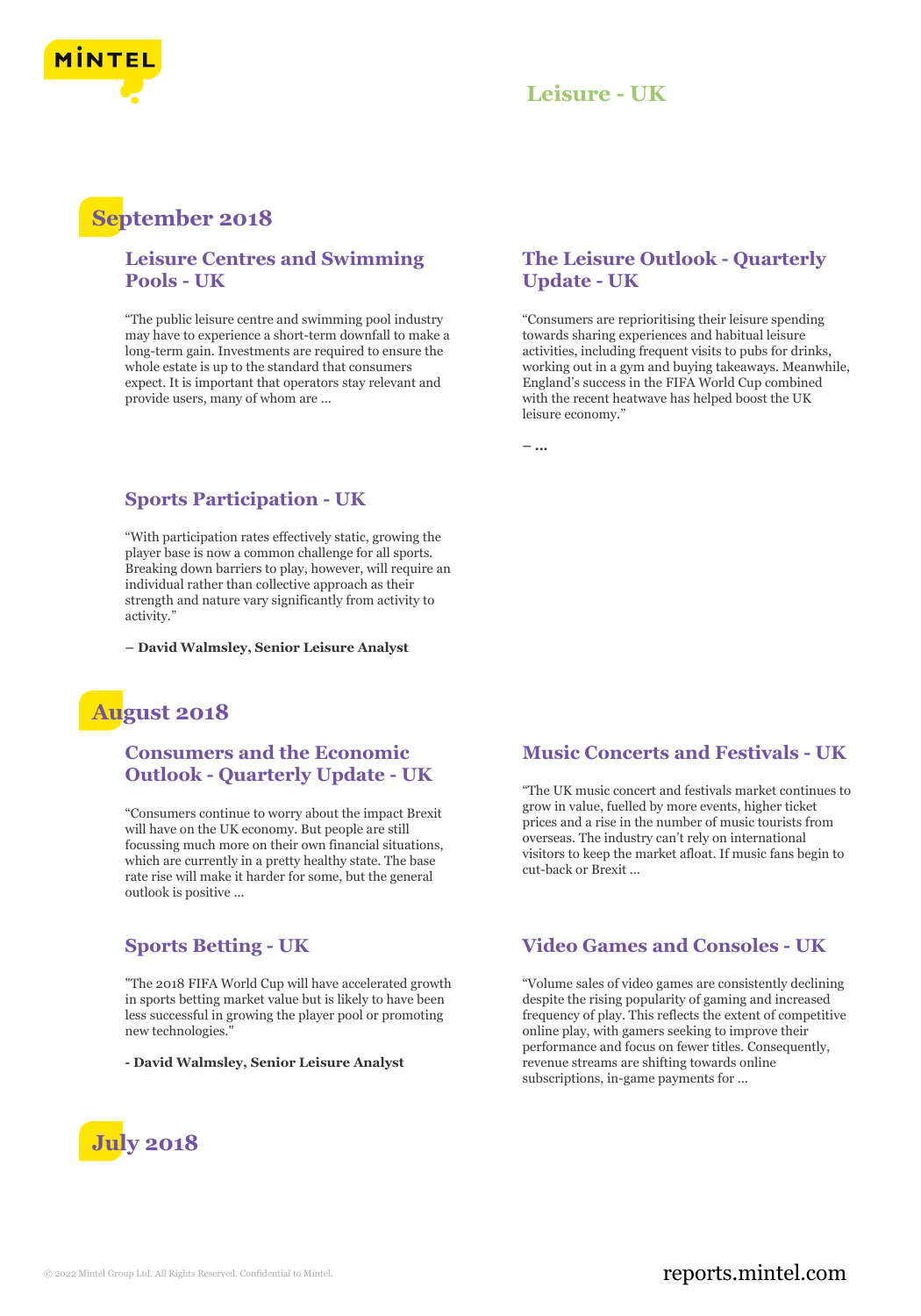# Leisure - UK

## September 2018

### Leisure Centres and Swimming Pools - UK

"The public leisure centre and swimming pool industry may have to experience a short-term downfall to make a long-term gain. Investments are required to ensure the whole estate is up to the standard that consumers expect. It is important that operators stay relevant and provide users, many of whom are ...

### The Leisure Outlook - Quarterly Update - UK

"Consumers are reprioritising their leisure spending towards sharing experiences and habitual leisure activities, including frequent visits to pubs for drinks, working out in a gym and buying takeaways. Meanwhile, England's success in the FIFA World Cup combined with the recent heatwave has helped boost the UK leisure economy."

– ...

### Sports Participation - UK

"With participation rates effectively static, growing the player base is now a common challenge for all sports. Breaking down barriers to play, however, will require an individual rather than collective approach as their strength and nature vary significantly from activity to activity."

**– David Walmsley, Senior Leisure Analyst**

## August 2018

### Consumers and the Economic Outlook - Quarterly Update - UK

"Consumers continue to worry about the impact Brexit will have on the UK economy. But people are still focussing much more on their own financial situations, which are currently in a pretty healthy state. The base rate rise will make it harder for some, but the general outlook is positive ...

### Music Concerts and Festivals - UK

"The UK music concert and festivals market continues to grow in value, fuelled by more events, higher ticket prices and a rise in the number of music tourists from overseas. The industry can't rely on international visitors to keep the market afloat. If music fans begin to cut-back or Brexit ...

### Sports Betting - UK

"The 2018 FIFA World Cup will have accelerated growth in sports betting market value but is likely to have been less successful in growing the player pool or promoting new technologies."

**- David Walmsley, Senior Leisure Analyst**

### Video Games and Consoles - UK

"Volume sales of video games are consistently declining despite the rising popularity of gaming and increased frequency of play. This reflects the extent of competitive online play, with gamers seeking to improve their performance and focus on fewer titles. Consequently, revenue streams are shifting towards online subscriptions, in-game payments for ...

## July 2018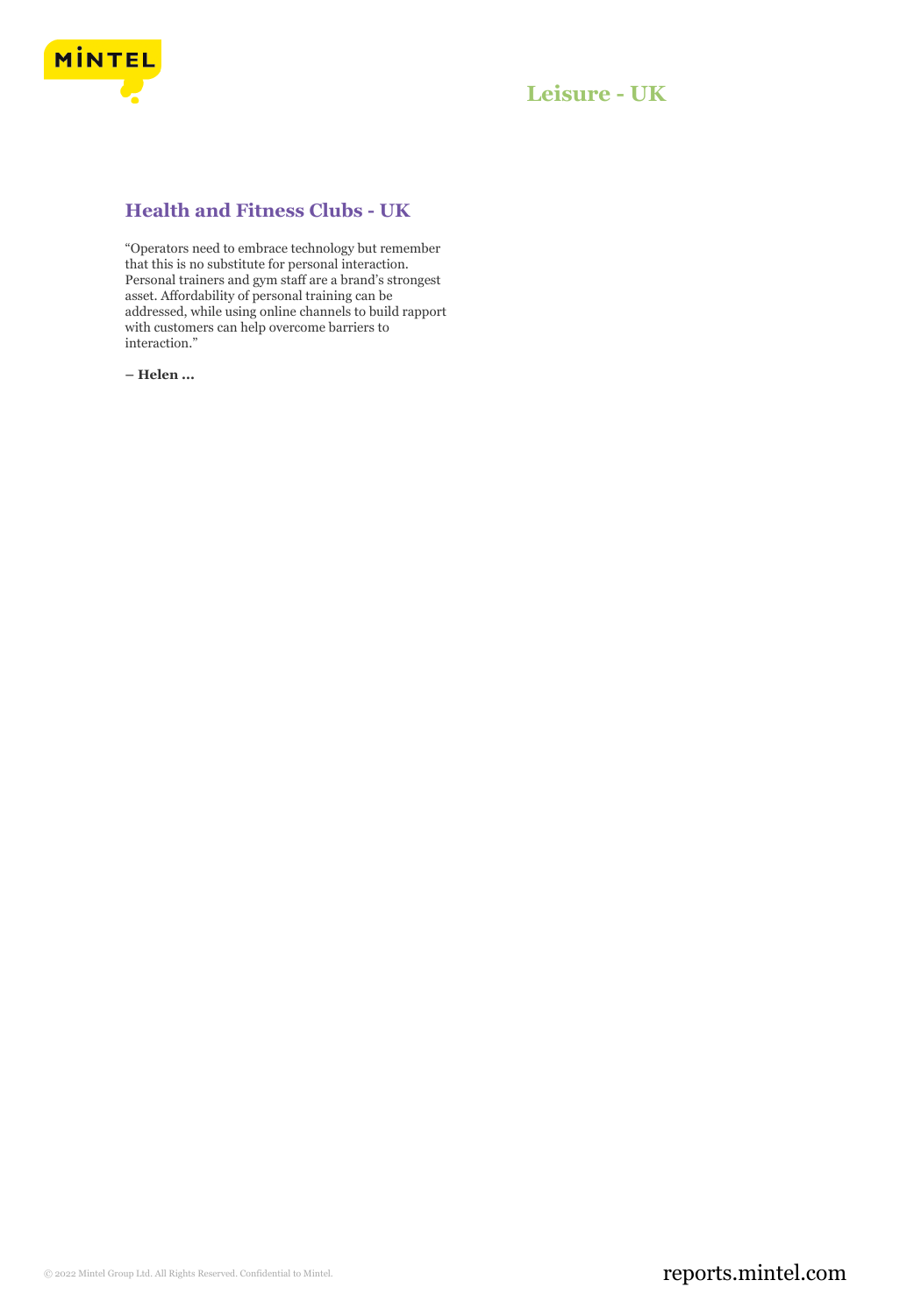## Health and Fitness Clubs - UK

"Operators need to embrace technology but remember that this is no substitute for personal interaction. Personal trainers and gym staff are a brand's strongest asset. Affordability of personal training can be addressed, while using online channels to build rapport with customers can help overcome barriers to interaction."

**– Helen ...**